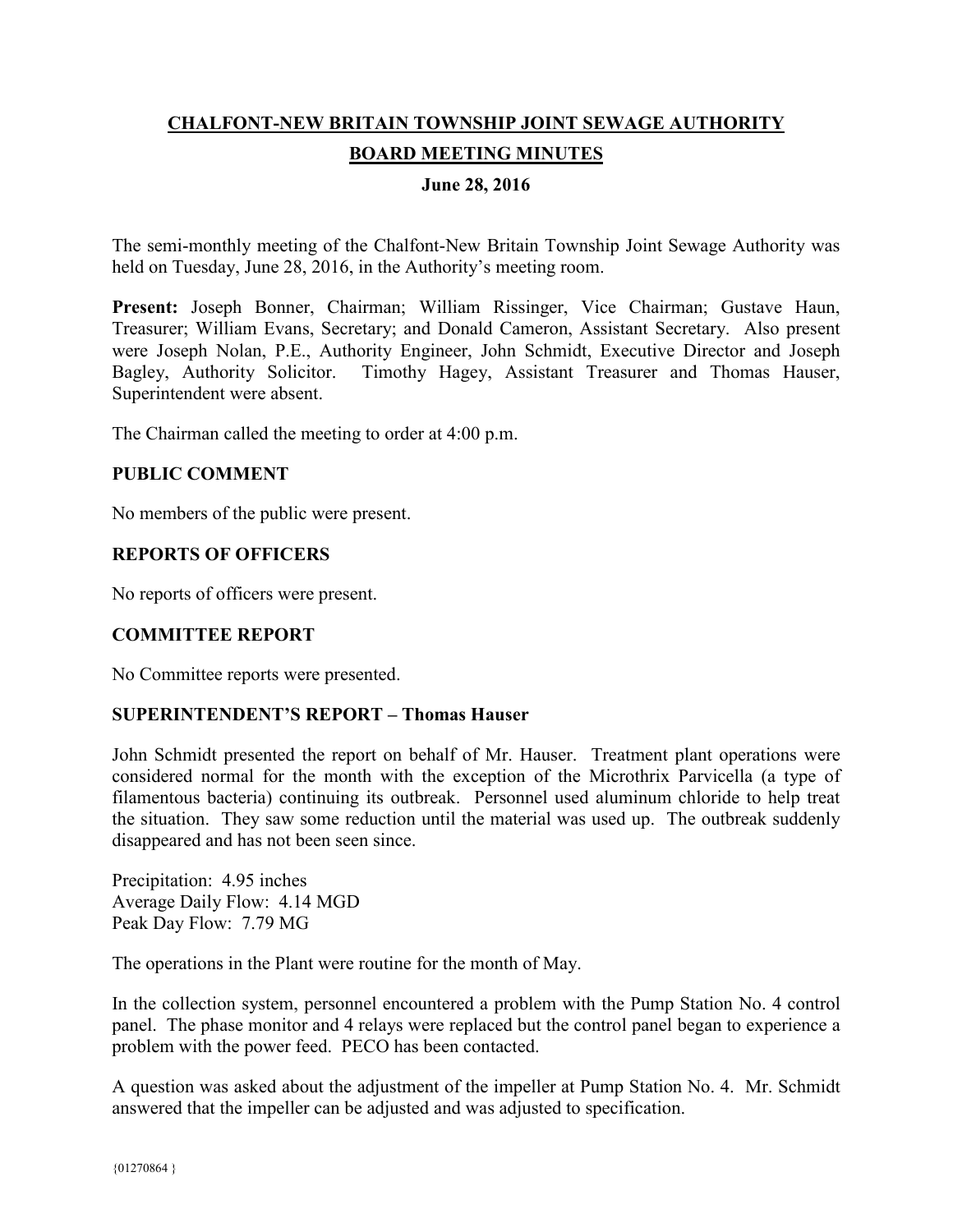# CHALFONT-NEW BRITAIN TOWNSHIP JOINT SEWAGE AUTHORITY

## BOARD MEETING MINUTES

**June 28, 2016**

The semi-monthly meeting of the Chalfont-New Britain Township Joint Sewage Authority was held on Tuesday, June 28, 2016, in the Authority's meeting room.

**Present:** Joseph Bonner, Chairman; William Rissinger, Vice Chairman; Gustave Haun, Treasurer; William Evans, Secretary; and Donald Cameron, Assistant Secretary. Also present were Joseph Nolan, P.E., Authority Engineer, John Schmidt, Executive Director and Joseph Bagley, Authority Solicitor. Timothy Hagey, Assistant Treasurer and Thomas Hauser, Superintendent were absent.

The Chairman called the meeting to order at 4:00 p.m.

### PUBLIC COMMENT

No members of the public were present.

### REPORTS OF OFFICERS

No reports of officers were present.

### COMMITTEE REPORT

No Committee reports were presented.

### SUPERINTENDENT'S REPORT – Thomas Hauser

John Schmidt presented the report on behalf of Mr. Hauser. Treatment plant operations were considered normal for the month with the exception of the Microthrix Parvicella (a type of filamentous bacteria) continuing its outbreak. Personnel used aluminum chloride to help treat the situation. They saw some reduction until the material was used up. The outbreak suddenly disappeared and has not been seen since.

Precipitation: 4.95 inches
Average Daily Flow: 4.14 MGD
Peak Day Flow: 7.79 MG

The operations in the Plant were routine for the month of May.

In the collection system, personnel encountered a problem with the Pump Station No. 4 control panel. The phase monitor and 4 relays were replaced but the control panel began to experience a problem with the power feed. PECO has been contacted.

A question was asked about the adjustment of the impeller at Pump Station No. 4. Mr. Schmidt answered that the impeller can be adjusted and was adjusted to specification.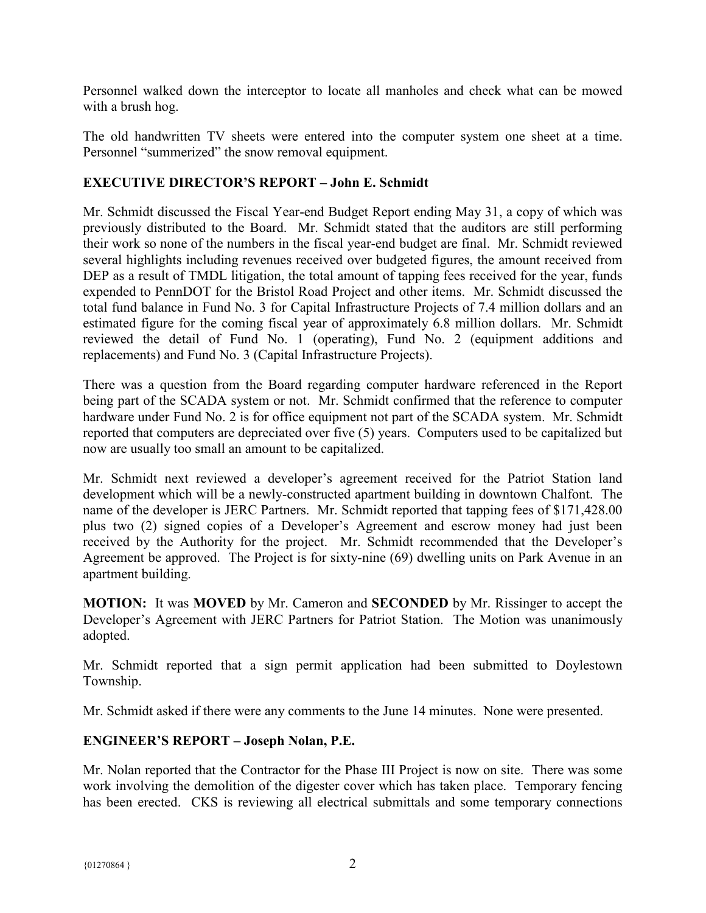Personnel walked down the interceptor to locate all manholes and check what can be mowed with a brush hog.

The old handwritten TV sheets were entered into the computer system one sheet at a time. Personnel "summerized" the snow removal equipment.

## EXECUTIVE DIRECTOR'S REPORT – John E. Schmidt

Mr. Schmidt discussed the Fiscal Year-end Budget Report ending May 31, a copy of which was previously distributed to the Board. Mr. Schmidt stated that the auditors are still performing their work so none of the numbers in the fiscal year-end budget are final. Mr. Schmidt reviewed several highlights including revenues received over budgeted figures, the amount received from DEP as a result of TMDL litigation, the total amount of tapping fees received for the year, funds expended to PennDOT for the Bristol Road Project and other items. Mr. Schmidt discussed the total fund balance in Fund No. 3 for Capital Infrastructure Projects of 7.4 million dollars and an estimated figure for the coming fiscal year of approximately 6.8 million dollars. Mr. Schmidt reviewed the detail of Fund No. 1 (operating), Fund No. 2 (equipment additions and replacements) and Fund No. 3 (Capital Infrastructure Projects).

There was a question from the Board regarding computer hardware referenced in the Report being part of the SCADA system or not. Mr. Schmidt confirmed that the reference to computer hardware under Fund No. 2 is for office equipment not part of the SCADA system. Mr. Schmidt reported that computers are depreciated over five (5) years. Computers used to be capitalized but now are usually too small an amount to be capitalized.

Mr. Schmidt next reviewed a developer's agreement received for the Patriot Station land development which will be a newly-constructed apartment building in downtown Chalfont. The name of the developer is JERC Partners. Mr. Schmidt reported that tapping fees of $171,428.00 plus two (2) signed copies of a Developer's Agreement and escrow money had just been received by the Authority for the project. Mr. Schmidt recommended that the Developer's Agreement be approved. The Project is for sixty-nine (69) dwelling units on Park Avenue in an apartment building.

**MOTION:** It was **MOVED** by Mr. Cameron and **SECONDED** by Mr. Rissinger to accept the Developer's Agreement with JERC Partners for Patriot Station. The Motion was unanimously adopted.

Mr. Schmidt reported that a sign permit application had been submitted to Doylestown Township.

Mr. Schmidt asked if there were any comments to the June 14 minutes. None were presented.

## ENGINEER'S REPORT – Joseph Nolan, P.E.

Mr. Nolan reported that the Contractor for the Phase III Project is now on site. There was some work involving the demolition of the digester cover which has taken place. Temporary fencing has been erected. CKS is reviewing all electrical submittals and some temporary connections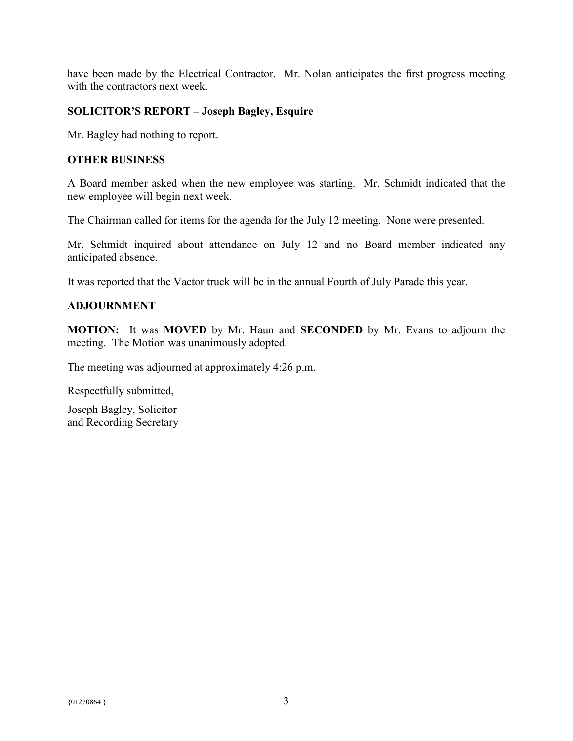have been made by the Electrical Contractor. Mr. Nolan anticipates the first progress meeting with the contractors next week.

## SOLICITOR'S REPORT – Joseph Bagley, Esquire

Mr. Bagley had nothing to report.

## OTHER BUSINESS

A Board member asked when the new employee was starting. Mr. Schmidt indicated that the new employee will begin next week.

The Chairman called for items for the agenda for the July 12 meeting. None were presented.

Mr. Schmidt inquired about attendance on July 12 and no Board member indicated any anticipated absence.

It was reported that the Vactor truck will be in the annual Fourth of July Parade this year.

## ADJOURNMENT

**MOTION:** It was **MOVED** by Mr. Haun and **SECONDED** by Mr. Evans to adjourn the meeting. The Motion was unanimously adopted.

The meeting was adjourned at approximately 4:26 p.m.

Respectfully submitted,

Joseph Bagley, Solicitor
and Recording Secretary